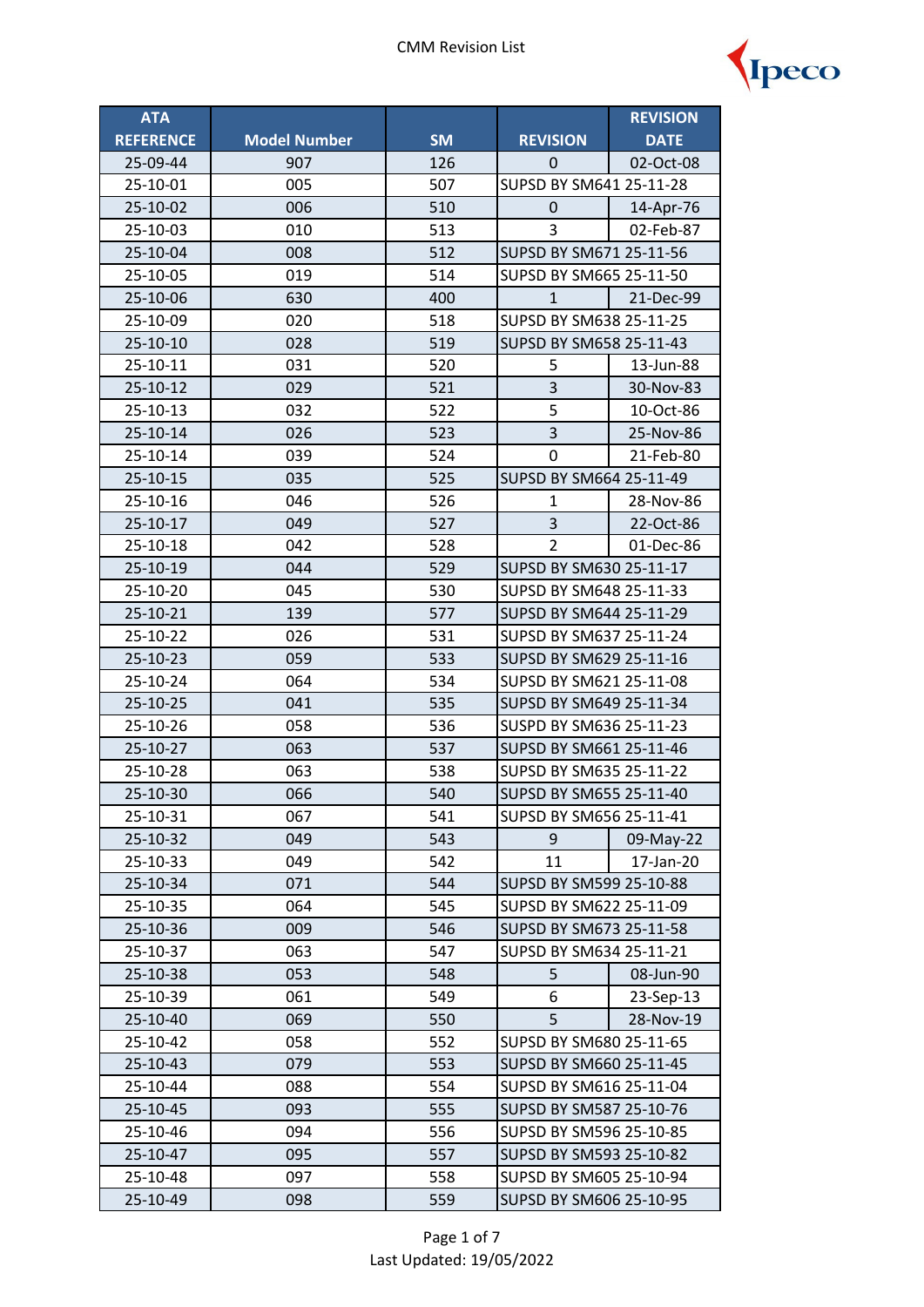# CMM Revision List

| ATA REFERENCE | Model Number | SM | REVISION | REVISION DATE |
|---|---|---|---|---|
| 25-09-44 | 907 | 126 | 0 | 02-Oct-08 |
| 25-10-01 | 005 | 507 | SUPSD BY SM641 25-11-28 | |
| 25-10-02 | 006 | 510 | 0 | 14-Apr-76 |
| 25-10-03 | 010 | 513 | 3 | 02-Feb-87 |
| 25-10-04 | 008 | 512 | SUPSD BY SM671 25-11-56 | |
| 25-10-05 | 019 | 514 | SUPSD BY SM665 25-11-50 | |
| 25-10-06 | 630 | 400 | 1 | 21-Dec-99 |
| 25-10-09 | 020 | 518 | SUPSD BY SM638 25-11-25 | |
| 25-10-10 | 028 | 519 | SUPSD BY SM658 25-11-43 | |
| 25-10-11 | 031 | 520 | 5 | 13-Jun-88 |
| 25-10-12 | 029 | 521 | 3 | 30-Nov-83 |
| 25-10-13 | 032 | 522 | 5 | 10-Oct-86 |
| 25-10-14 | 026 | 523 | 3 | 25-Nov-86 |
| 25-10-14 | 039 | 524 | 0 | 21-Feb-80 |
| 25-10-15 | 035 | 525 | SUPSD BY SM664 25-11-49 | |
| 25-10-16 | 046 | 526 | 1 | 28-Nov-86 |
| 25-10-17 | 049 | 527 | 3 | 22-Oct-86 |
| 25-10-18 | 042 | 528 | 2 | 01-Dec-86 |
| 25-10-19 | 044 | 529 | SUPSD BY SM630 25-11-17 | |
| 25-10-20 | 045 | 530 | SUPSD BY SM648 25-11-33 | |
| 25-10-21 | 139 | 577 | SUPSD BY SM644 25-11-29 | |
| 25-10-22 | 026 | 531 | SUPSD BY SM637 25-11-24 | |
| 25-10-23 | 059 | 533 | SUPSD BY SM629 25-11-16 | |
| 25-10-24 | 064 | 534 | SUPSD BY SM621 25-11-08 | |
| 25-10-25 | 041 | 535 | SUPSD BY SM649 25-11-34 | |
| 25-10-26 | 058 | 536 | SUSPD BY SM636 25-11-23 | |
| 25-10-27 | 063 | 537 | SUPSD BY SM661 25-11-46 | |
| 25-10-28 | 063 | 538 | SUPSD BY SM635 25-11-22 | |
| 25-10-30 | 066 | 540 | SUPSD BY SM655 25-11-40 | |
| 25-10-31 | 067 | 541 | SUPSD BY SM656 25-11-41 | |
| 25-10-32 | 049 | 543 | 9 | 09-May-22 |
| 25-10-33 | 049 | 542 | 11 | 17-Jan-20 |
| 25-10-34 | 071 | 544 | SUPSD BY SM599 25-10-88 | |
| 25-10-35 | 064 | 545 | SUPSD BY SM622 25-11-09 | |
| 25-10-36 | 009 | 546 | SUPSD BY SM673 25-11-58 | |
| 25-10-37 | 063 | 547 | SUPSD BY SM634 25-11-21 | |
| 25-10-38 | 053 | 548 | 5 | 08-Jun-90 |
| 25-10-39 | 061 | 549 | 6 | 23-Sep-13 |
| 25-10-40 | 069 | 550 | 5 | 28-Nov-19 |
| 25-10-42 | 058 | 552 | SUPSD BY SM680 25-11-65 | |
| 25-10-43 | 079 | 553 | SUPSD BY SM660 25-11-45 | |
| 25-10-44 | 088 | 554 | SUPSD BY SM616 25-11-04 | |
| 25-10-45 | 093 | 555 | SUPSD BY SM587 25-10-76 | |
| 25-10-46 | 094 | 556 | SUPSD BY SM596 25-10-85 | |
| 25-10-47 | 095 | 557 | SUPSD BY SM593 25-10-82 | |
| 25-10-48 | 097 | 558 | SUPSD BY SM605 25-10-94 | |
| 25-10-49 | 098 | 559 | SUPSD BY SM606 25-10-95 | |

Last Updated: 19/05/2022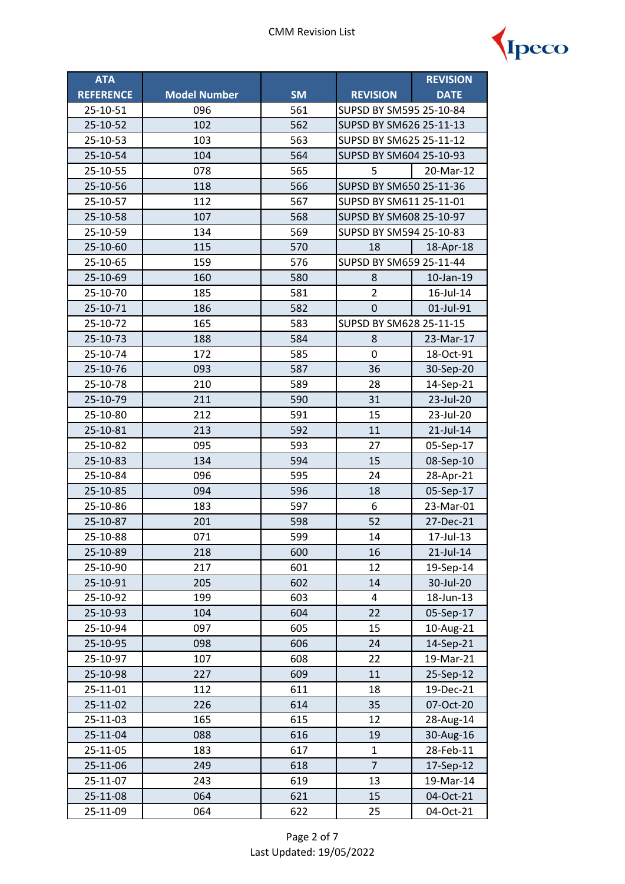| ATA REFERENCE | Model Number | SM | REVISION | REVISION DATE |
|---|---|---|---|---|
| 25-10-51 | 096 | 561 | SUPSD BY SM595 25-10-84 | |
| 25-10-52 | 102 | 562 | SUPSD BY SM626 25-11-13 | |
| 25-10-53 | 103 | 563 | SUPSD BY SM625 25-11-12 | |
| 25-10-54 | 104 | 564 | SUPSD BY SM604 25-10-93 | |
| 25-10-55 | 078 | 565 | 5 | 20-Mar-12 |
| 25-10-56 | 118 | 566 | SUPSD BY SM650 25-11-36 | |
| 25-10-57 | 112 | 567 | SUPSD BY SM611 25-11-01 | |
| 25-10-58 | 107 | 568 | SUPSD BY SM608 25-10-97 | |
| 25-10-59 | 134 | 569 | SUPSD BY SM594 25-10-83 | |
| 25-10-60 | 115 | 570 | 18 | 18-Apr-18 |
| 25-10-65 | 159 | 576 | SUPSD BY SM659 25-11-44 | |
| 25-10-69 | 160 | 580 | 8 | 10-Jan-19 |
| 25-10-70 | 185 | 581 | 2 | 16-Jul-14 |
| 25-10-71 | 186 | 582 | 0 | 01-Jul-91 |
| 25-10-72 | 165 | 583 | SUPSD BY SM628 25-11-15 | |
| 25-10-73 | 188 | 584 | 8 | 23-Mar-17 |
| 25-10-74 | 172 | 585 | 0 | 18-Oct-91 |
| 25-10-76 | 093 | 587 | 36 | 30-Sep-20 |
| 25-10-78 | 210 | 589 | 28 | 14-Sep-21 |
| 25-10-79 | 211 | 590 | 31 | 23-Jul-20 |
| 25-10-80 | 212 | 591 | 15 | 23-Jul-20 |
| 25-10-81 | 213 | 592 | 11 | 21-Jul-14 |
| 25-10-82 | 095 | 593 | 27 | 05-Sep-17 |
| 25-10-83 | 134 | 594 | 15 | 08-Sep-10 |
| 25-10-84 | 096 | 595 | 24 | 28-Apr-21 |
| 25-10-85 | 094 | 596 | 18 | 05-Sep-17 |
| 25-10-86 | 183 | 597 | 6 | 23-Mar-01 |
| 25-10-87 | 201 | 598 | 52 | 27-Dec-21 |
| 25-10-88 | 071 | 599 | 14 | 17-Jul-13 |
| 25-10-89 | 218 | 600 | 16 | 21-Jul-14 |
| 25-10-90 | 217 | 601 | 12 | 19-Sep-14 |
| 25-10-91 | 205 | 602 | 14 | 30-Jul-20 |
| 25-10-92 | 199 | 603 | 4 | 18-Jun-13 |
| 25-10-93 | 104 | 604 | 22 | 05-Sep-17 |
| 25-10-94 | 097 | 605 | 15 | 10-Aug-21 |
| 25-10-95 | 098 | 606 | 24 | 14-Sep-21 |
| 25-10-97 | 107 | 608 | 22 | 19-Mar-21 |
| 25-10-98 | 227 | 609 | 11 | 25-Sep-12 |
| 25-11-01 | 112 | 611 | 18 | 19-Dec-21 |
| 25-11-02 | 226 | 614 | 35 | 07-Oct-20 |
| 25-11-03 | 165 | 615 | 12 | 28-Aug-14 |
| 25-11-04 | 088 | 616 | 19 | 30-Aug-16 |
| 25-11-05 | 183 | 617 | 1 | 28-Feb-11 |
| 25-11-06 | 249 | 618 | 7 | 17-Sep-12 |
| 25-11-07 | 243 | 619 | 13 | 19-Mar-14 |
| 25-11-08 | 064 | 621 | 15 | 04-Oct-21 |
| 25-11-09 | 064 | 622 | 25 | 04-Oct-21 |

Last Updated: 19/05/2022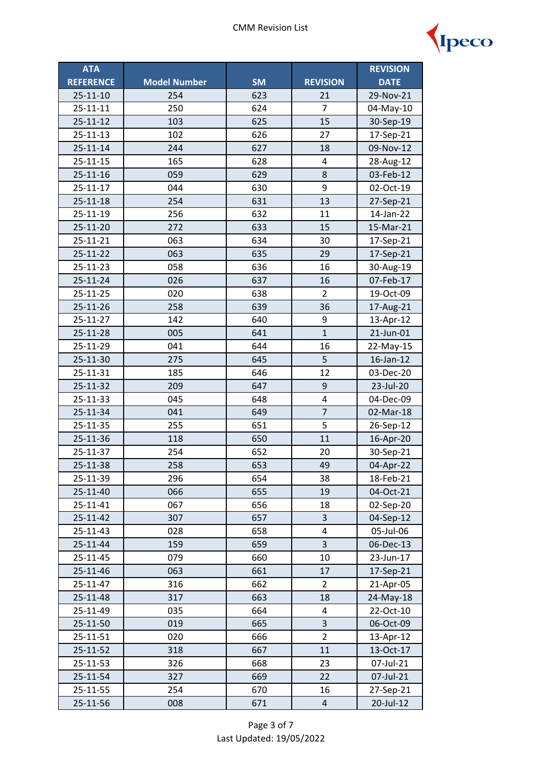# CMM Revision List

| ATA REFERENCE | Model Number | SM | REVISION | REVISION DATE |
|---|---|---|---|---|
| 25-11-10 | 254 | 623 | 21 | 29-Nov-21 |
| 25-11-11 | 250 | 624 | 7 | 04-May-10 |
| 25-11-12 | 103 | 625 | 15 | 30-Sep-19 |
| 25-11-13 | 102 | 626 | 27 | 17-Sep-21 |
| 25-11-14 | 244 | 627 | 18 | 09-Nov-12 |
| 25-11-15 | 165 | 628 | 4 | 28-Aug-12 |
| 25-11-16 | 059 | 629 | 8 | 03-Feb-12 |
| 25-11-17 | 044 | 630 | 9 | 02-Oct-19 |
| 25-11-18 | 254 | 631 | 13 | 27-Sep-21 |
| 25-11-19 | 256 | 632 | 11 | 14-Jan-22 |
| 25-11-20 | 272 | 633 | 15 | 15-Mar-21 |
| 25-11-21 | 063 | 634 | 30 | 17-Sep-21 |
| 25-11-22 | 063 | 635 | 29 | 17-Sep-21 |
| 25-11-23 | 058 | 636 | 16 | 30-Aug-19 |
| 25-11-24 | 026 | 637 | 16 | 07-Feb-17 |
| 25-11-25 | 020 | 638 | 2 | 19-Oct-09 |
| 25-11-26 | 258 | 639 | 36 | 17-Aug-21 |
| 25-11-27 | 142 | 640 | 9 | 13-Apr-12 |
| 25-11-28 | 005 | 641 | 1 | 21-Jun-01 |
| 25-11-29 | 041 | 644 | 16 | 22-May-15 |
| 25-11-30 | 275 | 645 | 5 | 16-Jan-12 |
| 25-11-31 | 185 | 646 | 12 | 03-Dec-20 |
| 25-11-32 | 209 | 647 | 9 | 23-Jul-20 |
| 25-11-33 | 045 | 648 | 4 | 04-Dec-09 |
| 25-11-34 | 041 | 649 | 7 | 02-Mar-18 |
| 25-11-35 | 255 | 651 | 5 | 26-Sep-12 |
| 25-11-36 | 118 | 650 | 11 | 16-Apr-20 |
| 25-11-37 | 254 | 652 | 20 | 30-Sep-21 |
| 25-11-38 | 258 | 653 | 49 | 04-Apr-22 |
| 25-11-39 | 296 | 654 | 38 | 18-Feb-21 |
| 25-11-40 | 066 | 655 | 19 | 04-Oct-21 |
| 25-11-41 | 067 | 656 | 18 | 02-Sep-20 |
| 25-11-42 | 307 | 657 | 3 | 04-Sep-12 |
| 25-11-43 | 028 | 658 | 4 | 05-Jul-06 |
| 25-11-44 | 159 | 659 | 3 | 06-Dec-13 |
| 25-11-45 | 079 | 660 | 10 | 23-Jun-17 |
| 25-11-46 | 063 | 661 | 17 | 17-Sep-21 |
| 25-11-47 | 316 | 662 | 2 | 21-Apr-05 |
| 25-11-48 | 317 | 663 | 18 | 24-May-18 |
| 25-11-49 | 035 | 664 | 4 | 22-Oct-10 |
| 25-11-50 | 019 | 665 | 3 | 06-Oct-09 |
| 25-11-51 | 020 | 666 | 2 | 13-Apr-12 |
| 25-11-52 | 318 | 667 | 11 | 13-Oct-17 |
| 25-11-53 | 326 | 668 | 23 | 07-Jul-21 |
| 25-11-54 | 327 | 669 | 22 | 07-Jul-21 |
| 25-11-55 | 254 | 670 | 16 | 27-Sep-21 |
| 25-11-56 | 008 | 671 | 4 | 20-Jul-12 |

Last Updated: 19/05/2022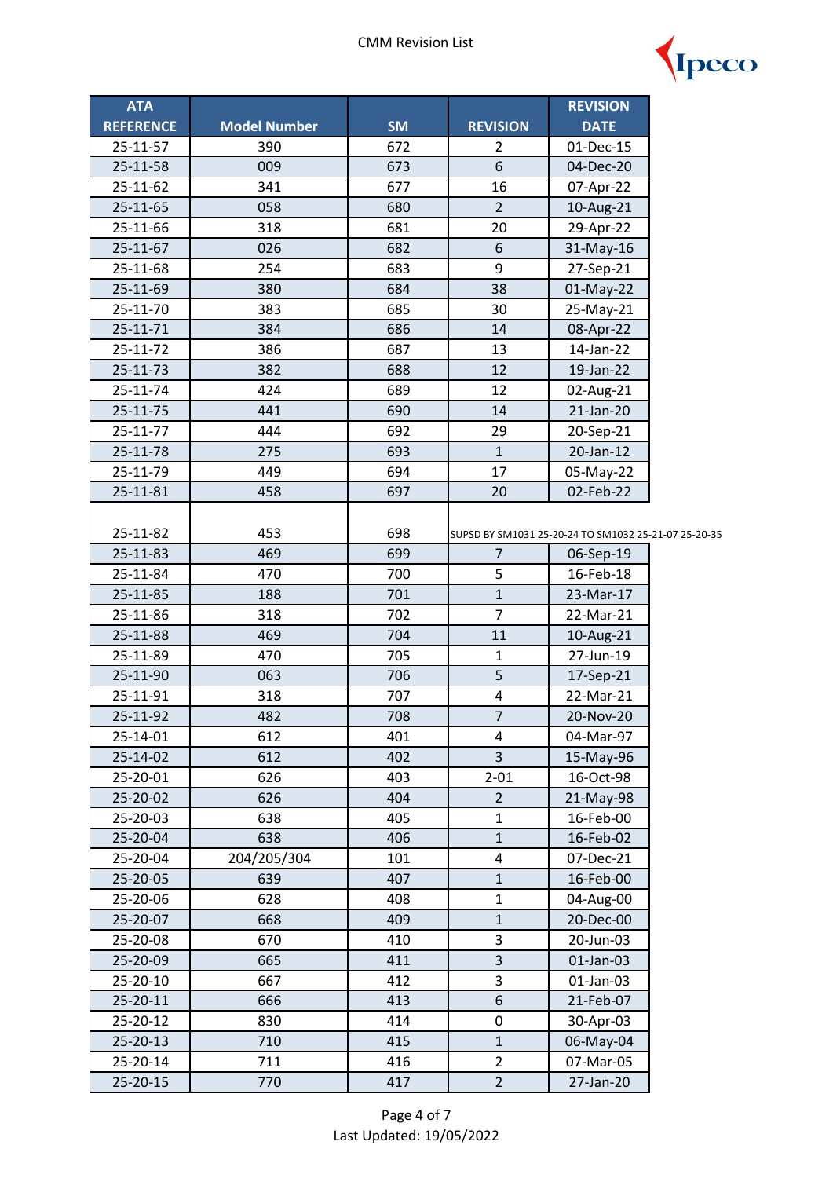# CMM Revision List

| ATA REFERENCE | Model Number | SM | REVISION | REVISION DATE |
|---|---|---|---|---|
| 25-11-57 | 390 | 672 | 2 | 01-Dec-15 |
| 25-11-58 | 009 | 673 | 6 | 04-Dec-20 |
| 25-11-62 | 341 | 677 | 16 | 07-Apr-22 |
| 25-11-65 | 058 | 680 | 2 | 10-Aug-21 |
| 25-11-66 | 318 | 681 | 20 | 29-Apr-22 |
| 25-11-67 | 026 | 682 | 6 | 31-May-16 |
| 25-11-68 | 254 | 683 | 9 | 27-Sep-21 |
| 25-11-69 | 380 | 684 | 38 | 01-May-22 |
| 25-11-70 | 383 | 685 | 30 | 25-May-21 |
| 25-11-71 | 384 | 686 | 14 | 08-Apr-22 |
| 25-11-72 | 386 | 687 | 13 | 14-Jan-22 |
| 25-11-73 | 382 | 688 | 12 | 19-Jan-22 |
| 25-11-74 | 424 | 689 | 12 | 02-Aug-21 |
| 25-11-75 | 441 | 690 | 14 | 21-Jan-20 |
| 25-11-77 | 444 | 692 | 29 | 20-Sep-21 |
| 25-11-78 | 275 | 693 | 1 | 20-Jan-12 |
| 25-11-79 | 449 | 694 | 17 | 05-May-22 |
| 25-11-81 | 458 | 697 | 20 | 02-Feb-22 |
| 25-11-82 | 453 | 698 | SUPSD BY SM1031 25-20-24 TO SM1032 25-21-07 25-20-35 | |
| 25-11-83 | 469 | 699 | 7 | 06-Sep-19 |
| 25-11-84 | 470 | 700 | 5 | 16-Feb-18 |
| 25-11-85 | 188 | 701 | 1 | 23-Mar-17 |
| 25-11-86 | 318 | 702 | 7 | 22-Mar-21 |
| 25-11-88 | 469 | 704 | 11 | 10-Aug-21 |
| 25-11-89 | 470 | 705 | 1 | 27-Jun-19 |
| 25-11-90 | 063 | 706 | 5 | 17-Sep-21 |
| 25-11-91 | 318 | 707 | 4 | 22-Mar-21 |
| 25-11-92 | 482 | 708 | 7 | 20-Nov-20 |
| 25-14-01 | 612 | 401 | 4 | 04-Mar-97 |
| 25-14-02 | 612 | 402 | 3 | 15-May-96 |
| 25-20-01 | 626 | 403 | 2-01 | 16-Oct-98 |
| 25-20-02 | 626 | 404 | 2 | 21-May-98 |
| 25-20-03 | 638 | 405 | 1 | 16-Feb-00 |
| 25-20-04 | 638 | 406 | 1 | 16-Feb-02 |
| 25-20-04 | 204/205/304 | 101 | 4 | 07-Dec-21 |
| 25-20-05 | 639 | 407 | 1 | 16-Feb-00 |
| 25-20-06 | 628 | 408 | 1 | 04-Aug-00 |
| 25-20-07 | 668 | 409 | 1 | 20-Dec-00 |
| 25-20-08 | 670 | 410 | 3 | 20-Jun-03 |
| 25-20-09 | 665 | 411 | 3 | 01-Jan-03 |
| 25-20-10 | 667 | 412 | 3 | 01-Jan-03 |
| 25-20-11 | 666 | 413 | 6 | 21-Feb-07 |
| 25-20-12 | 830 | 414 | 0 | 30-Apr-03 |
| 25-20-13 | 710 | 415 | 1 | 06-May-04 |
| 25-20-14 | 711 | 416 | 2 | 07-Mar-05 |
| 25-20-15 | 770 | 417 | 2 | 27-Jan-20 |

Last Updated: 19/05/2022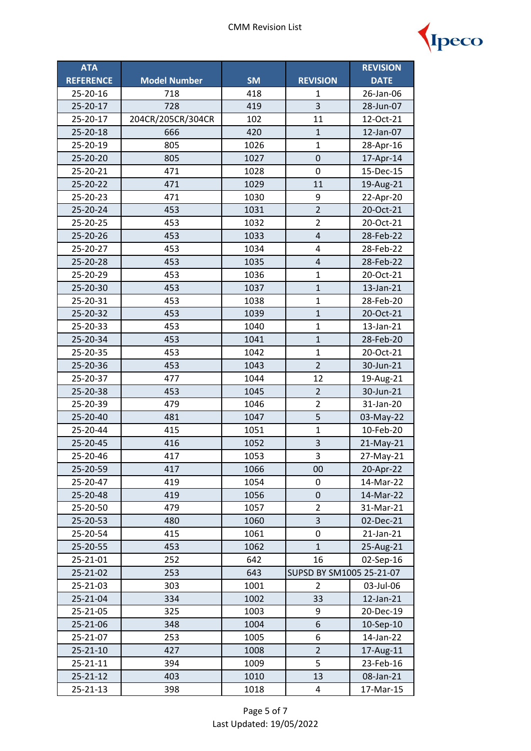# CMM Revision List

| ATA REFERENCE | Model Number | SM | REVISION | REVISION DATE |
|---|---|---|---|---|
| 25-20-16 | 718 | 418 | 1 | 26-Jan-06 |
| 25-20-17 | 728 | 419 | 3 | 28-Jun-07 |
| 25-20-17 | 204CR/205CR/304CR | 102 | 11 | 12-Oct-21 |
| 25-20-18 | 666 | 420 | 1 | 12-Jan-07 |
| 25-20-19 | 805 | 1026 | 1 | 28-Apr-16 |
| 25-20-20 | 805 | 1027 | 0 | 17-Apr-14 |
| 25-20-21 | 471 | 1028 | 0 | 15-Dec-15 |
| 25-20-22 | 471 | 1029 | 11 | 19-Aug-21 |
| 25-20-23 | 471 | 1030 | 9 | 22-Apr-20 |
| 25-20-24 | 453 | 1031 | 2 | 20-Oct-21 |
| 25-20-25 | 453 | 1032 | 2 | 20-Oct-21 |
| 25-20-26 | 453 | 1033 | 4 | 28-Feb-22 |
| 25-20-27 | 453 | 1034 | 4 | 28-Feb-22 |
| 25-20-28 | 453 | 1035 | 4 | 28-Feb-22 |
| 25-20-29 | 453 | 1036 | 1 | 20-Oct-21 |
| 25-20-30 | 453 | 1037 | 1 | 13-Jan-21 |
| 25-20-31 | 453 | 1038 | 1 | 28-Feb-20 |
| 25-20-32 | 453 | 1039 | 1 | 20-Oct-21 |
| 25-20-33 | 453 | 1040 | 1 | 13-Jan-21 |
| 25-20-34 | 453 | 1041 | 1 | 28-Feb-20 |
| 25-20-35 | 453 | 1042 | 1 | 20-Oct-21 |
| 25-20-36 | 453 | 1043 | 2 | 30-Jun-21 |
| 25-20-37 | 477 | 1044 | 12 | 19-Aug-21 |
| 25-20-38 | 453 | 1045 | 2 | 30-Jun-21 |
| 25-20-39 | 479 | 1046 | 2 | 31-Jan-20 |
| 25-20-40 | 481 | 1047 | 5 | 03-May-22 |
| 25-20-44 | 415 | 1051 | 1 | 10-Feb-20 |
| 25-20-45 | 416 | 1052 | 3 | 21-May-21 |
| 25-20-46 | 417 | 1053 | 3 | 27-May-21 |
| 25-20-59 | 417 | 1066 | 00 | 20-Apr-22 |
| 25-20-47 | 419 | 1054 | 0 | 14-Mar-22 |
| 25-20-48 | 419 | 1056 | 0 | 14-Mar-22 |
| 25-20-50 | 479 | 1057 | 2 | 31-Mar-21 |
| 25-20-53 | 480 | 1060 | 3 | 02-Dec-21 |
| 25-20-54 | 415 | 1061 | 0 | 21-Jan-21 |
| 25-20-55 | 453 | 1062 | 1 | 25-Aug-21 |
| 25-21-01 | 252 | 642 | 16 | 02-Sep-16 |
| 25-21-02 | 253 | 643 | SUPSD BY SM1005 25-21-07 | |
| 25-21-03 | 303 | 1001 | 2 | 03-Jul-06 |
| 25-21-04 | 334 | 1002 | 33 | 12-Jan-21 |
| 25-21-05 | 325 | 1003 | 9 | 20-Dec-19 |
| 25-21-06 | 348 | 1004 | 6 | 10-Sep-10 |
| 25-21-07 | 253 | 1005 | 6 | 14-Jan-22 |
| 25-21-10 | 427 | 1008 | 2 | 17-Aug-11 |
| 25-21-11 | 394 | 1009 | 5 | 23-Feb-16 |
| 25-21-12 | 403 | 1010 | 13 | 08-Jan-21 |
| 25-21-13 | 398 | 1018 | 4 | 17-Mar-15 |

Last Updated: 19/05/2022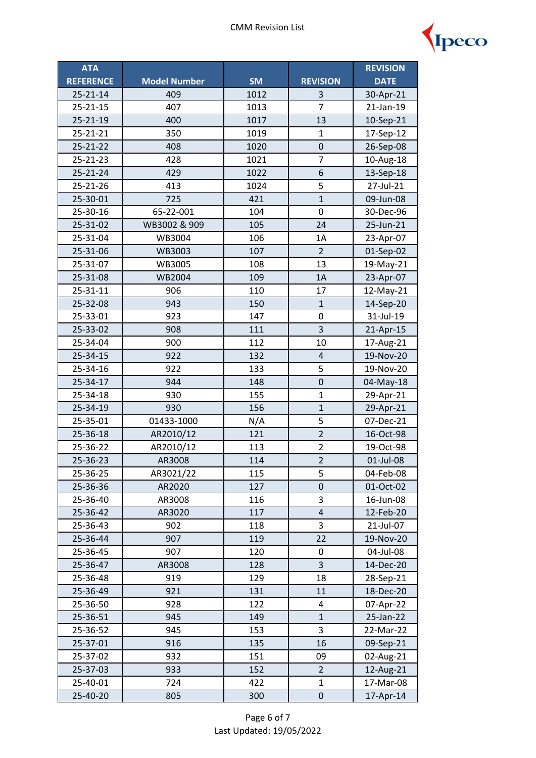| ATA REFERENCE | Model Number | SM | REVISION | REVISION DATE |
|---|---|---|---|---|
| 25-21-14 | 409 | 1012 | 3 | 30-Apr-21 |
| 25-21-15 | 407 | 1013 | 7 | 21-Jan-19 |
| 25-21-19 | 400 | 1017 | 13 | 10-Sep-21 |
| 25-21-21 | 350 | 1019 | 1 | 17-Sep-12 |
| 25-21-22 | 408 | 1020 | 0 | 26-Sep-08 |
| 25-21-23 | 428 | 1021 | 7 | 10-Aug-18 |
| 25-21-24 | 429 | 1022 | 6 | 13-Sep-18 |
| 25-21-26 | 413 | 1024 | 5 | 27-Jul-21 |
| 25-30-01 | 725 | 421 | 1 | 09-Jun-08 |
| 25-30-16 | 65-22-001 | 104 | 0 | 30-Dec-96 |
| 25-31-02 | WB3002 & 909 | 105 | 24 | 25-Jun-21 |
| 25-31-04 | WB3004 | 106 | 1A | 23-Apr-07 |
| 25-31-06 | WB3003 | 107 | 2 | 01-Sep-02 |
| 25-31-07 | WB3005 | 108 | 13 | 19-May-21 |
| 25-31-08 | WB2004 | 109 | 1A | 23-Apr-07 |
| 25-31-11 | 906 | 110 | 17 | 12-May-21 |
| 25-32-08 | 943 | 150 | 1 | 14-Sep-20 |
| 25-33-01 | 923 | 147 | 0 | 31-Jul-19 |
| 25-33-02 | 908 | 111 | 3 | 21-Apr-15 |
| 25-34-04 | 900 | 112 | 10 | 17-Aug-21 |
| 25-34-15 | 922 | 132 | 4 | 19-Nov-20 |
| 25-34-16 | 922 | 133 | 5 | 19-Nov-20 |
| 25-34-17 | 944 | 148 | 0 | 04-May-18 |
| 25-34-18 | 930 | 155 | 1 | 29-Apr-21 |
| 25-34-19 | 930 | 156 | 1 | 29-Apr-21 |
| 25-35-01 | 01433-1000 | N/A | 5 | 07-Dec-21 |
| 25-36-18 | AR2010/12 | 121 | 2 | 16-Oct-98 |
| 25-36-22 | AR2010/12 | 113 | 2 | 19-Oct-98 |
| 25-36-23 | AR3008 | 114 | 2 | 01-Jul-08 |
| 25-36-25 | AR3021/22 | 115 | 5 | 04-Feb-08 |
| 25-36-36 | AR2020 | 127 | 0 | 01-Oct-02 |
| 25-36-40 | AR3008 | 116 | 3 | 16-Jun-08 |
| 25-36-42 | AR3020 | 117 | 4 | 12-Feb-20 |
| 25-36-43 | 902 | 118 | 3 | 21-Jul-07 |
| 25-36-44 | 907 | 119 | 22 | 19-Nov-20 |
| 25-36-45 | 907 | 120 | 0 | 04-Jul-08 |
| 25-36-47 | AR3008 | 128 | 3 | 14-Dec-20 |
| 25-36-48 | 919 | 129 | 18 | 28-Sep-21 |
| 25-36-49 | 921 | 131 | 11 | 18-Dec-20 |
| 25-36-50 | 928 | 122 | 4 | 07-Apr-22 |
| 25-36-51 | 945 | 149 | 1 | 25-Jan-22 |
| 25-36-52 | 945 | 153 | 3 | 22-Mar-22 |
| 25-37-01 | 916 | 135 | 16 | 09-Sep-21 |
| 25-37-02 | 932 | 151 | 09 | 02-Aug-21 |
| 25-37-03 | 933 | 152 | 2 | 12-Aug-21 |
| 25-40-01 | 724 | 422 | 1 | 17-Mar-08 |
| 25-40-20 | 805 | 300 | 0 | 17-Apr-14 |

Last Updated: 19/05/2022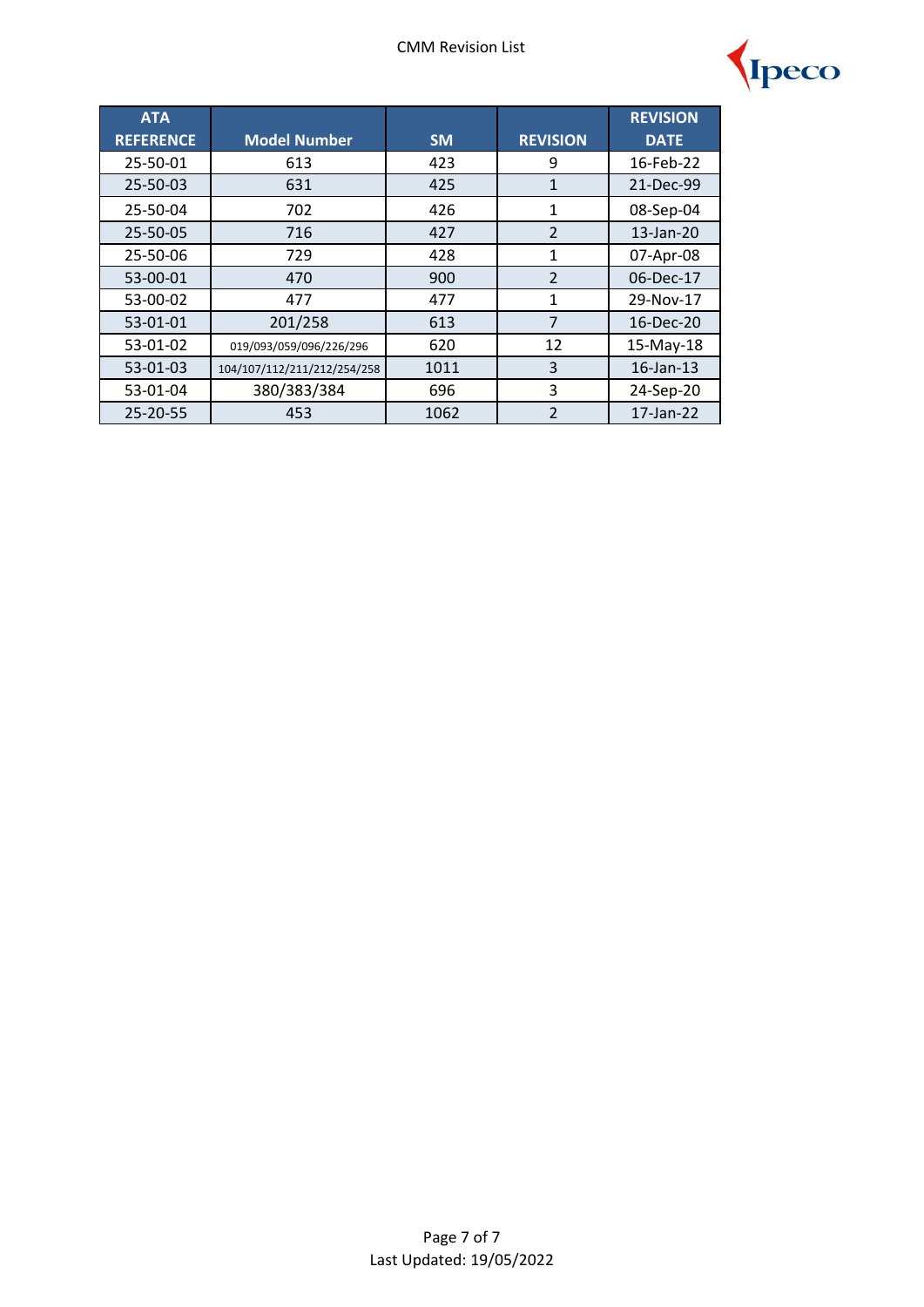| ATA REFERENCE | Model Number | SM | REVISION | REVISION DATE |
|---|---|---|---|---|
| 25-50-01 | 613 | 423 | 9 | 16-Feb-22 |
| 25-50-03 | 631 | 425 | 1 | 21-Dec-99 |
| 25-50-04 | 702 | 426 | 1 | 08-Sep-04 |
| 25-50-05 | 716 | 427 | 2 | 13-Jan-20 |
| 25-50-06 | 729 | 428 | 1 | 07-Apr-08 |
| 53-00-01 | 470 | 900 | 2 | 06-Dec-17 |
| 53-00-02 | 477 | 477 | 1 | 29-Nov-17 |
| 53-01-01 | 201/258 | 613 | 7 | 16-Dec-20 |
| 53-01-02 | 019/093/059/096/226/296 | 620 | 12 | 15-May-18 |
| 53-01-03 | 104/107/112/211/212/254/258 | 1011 | 3 | 16-Jan-13 |
| 53-01-04 | 380/383/384 | 696 | 3 | 24-Sep-20 |
| 25-20-55 | 453 | 1062 | 2 | 17-Jan-22 |

Last Updated: 19/05/2022